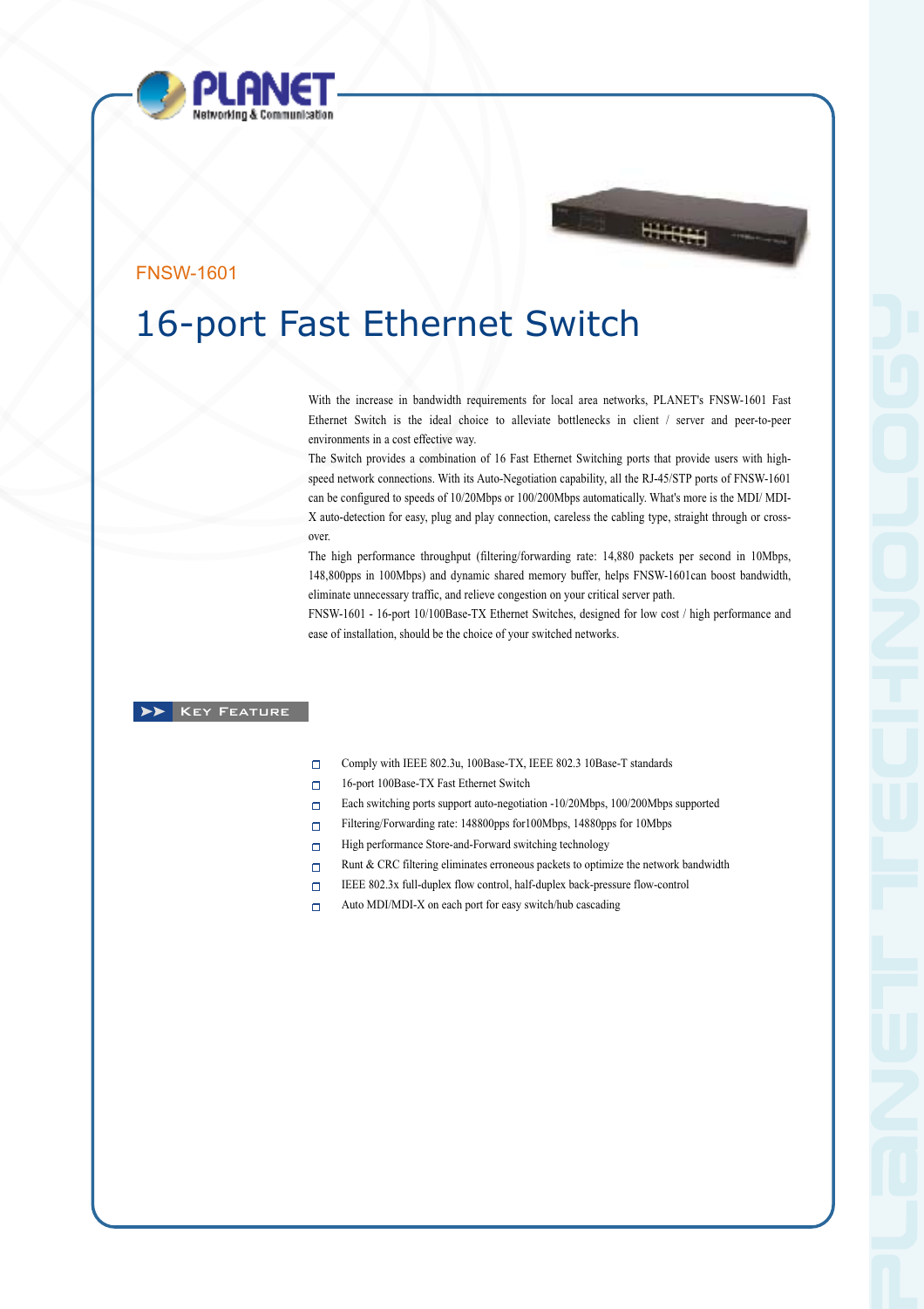FNSW-1601

# 16-port Fast Ethernet Switch

With the increase in bandwidth requirements for local area networks, PLANET's FNSW-1601 Fast Ethernet Switch is the ideal choice to alleviate bottlenecks in client / server and peer-to-peer environments in a cost effective way.

The Switch provides a combination of 16 Fast Ethernet Switching ports that provide users with high-speed network connections. With its Auto-Negotiation capability, all the RJ-45/STP ports of FNSW-1601 can be configured to speeds of 10/20Mbps or 100/200Mbps automatically. What's more is the MDI/ MDI-X auto-detection for easy, plug and play connection, careless the cabling type, straight through or cross-over.

The high performance throughput (filtering/forwarding rate: 14,880 packets per second in 10Mbps, 148,800pps in 100Mbps) and dynamic shared memory buffer, helps FNSW-1601can boost bandwidth, eliminate unnecessary traffic, and relieve congestion on your critical server path.

FNSW-1601 - 16-port 10/100Base-TX Ethernet Switches, designed for low cost / high performance and ease of installation, should be the choice of your switched networks.

## Key Feature

- Comply with IEEE 802.3u, 100Base-TX, IEEE 802.3 10Base-T standards
- 16-port 100Base-TX Fast Ethernet Switch
- Each switching ports support auto-negotiation -10/20Mbps, 100/200Mbps supported
- Filtering/Forwarding rate: 148800pps for100Mbps, 14880pps for 10Mbps
- High performance Store-and-Forward switching technology
- Runt & CRC filtering eliminates erroneous packets to optimize the network bandwidth
- IEEE 802.3x full-duplex flow control, half-duplex back-pressure flow-control
- Auto MDI/MDI-X on each port for easy switch/hub cascading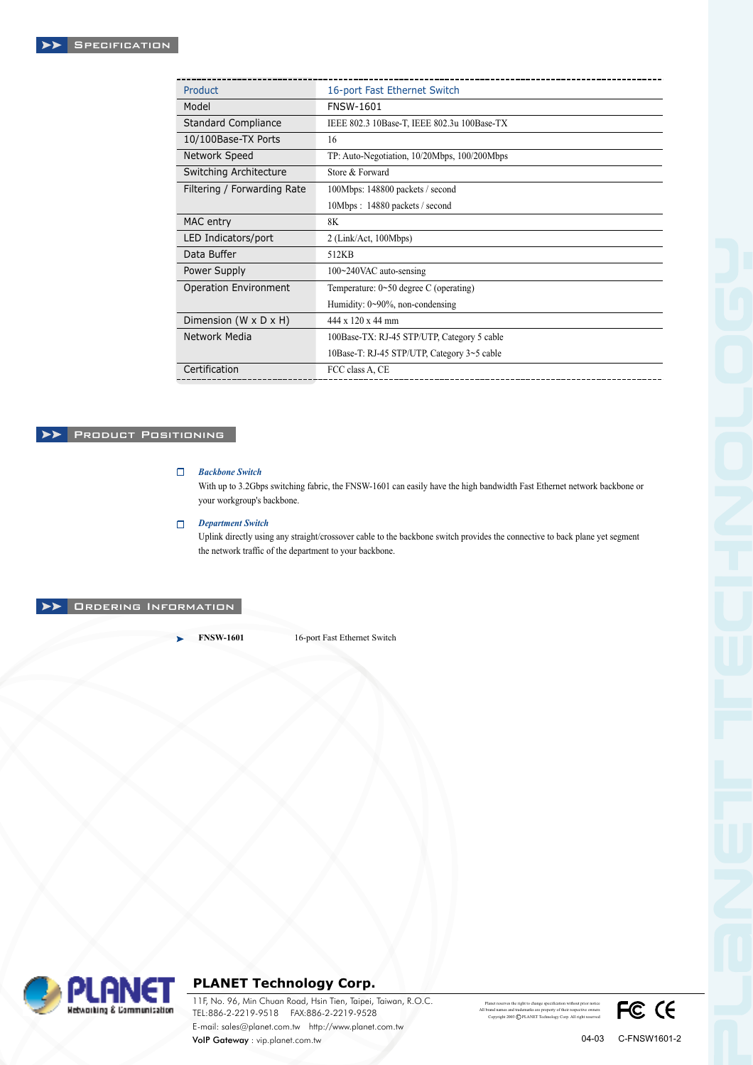## Specification

| Product | 16-port Fast Ethernet Switch |
|---|---|
| Model | FNSW-1601 |
| Standard Compliance | IEEE 802.3 10Base-T, IEEE 802.3u 100Base-TX |
| 10/100Base-TX Ports | 16 |
| Network Speed | TP: Auto-Negotiation, 10/20Mbps, 100/200Mbps |
| Switching Architecture | Store & Forward |
| Filtering / Forwarding Rate | 100Mbps: 148800 packets / second<br>10Mbps : 14880 packets / second |
| MAC entry | 8K |
| LED Indicators/port | 2 (Link/Act, 100Mbps) |
| Data Buffer | 512KB |
| Power Supply | 100~240VAC auto-sensing |
| Operation Environment | Temperature: 0~50 degree C (operating)<br>Humidity: 0~90%, non-condensing |
| Dimension (W x D x H) | 444 x 120 x 44 mm |
| Network Media | 100Base-TX: RJ-45 STP/UTP, Category 5 cable<br>10Base-T: RJ-45 STP/UTP, Category 3~5 cable |
| Certification | FCC class A, CE |

## Product Positioning

- ***Backbone Switch***
  With up to 3.2Gbps switching fabric, the FNSW-1601 can easily have the high bandwidth Fast Ethernet network backbone or your workgroup's backbone.

- ***Department Switch***
  Uplink directly using any straight/crossover cable to the backbone switch provides the connective to back plane yet segment the network traffic of the department to your backbone.

## Ordering Information

- **FNSW-1601** 16-port Fast Ethernet Switch

**PLANET Technology Corp.**

11F, No. 96, Min Chuan Road, Hsin Tien, Taipei, Taiwan, R.O.C.
TEL:886-2-2219-9518 FAX:886-2-2219-9528
E-mail: sales@planet.com.tw http://www.planet.com.tw
**VoIP Gateway** : vip.planet.com.tw

Planet reserves the right to change specification without prior notice
All brand names and trademarks are property of their respective owners
Copyright 2003 © PLANET Technology Corp. All right reserved

04-03 C-FNSW1601-2